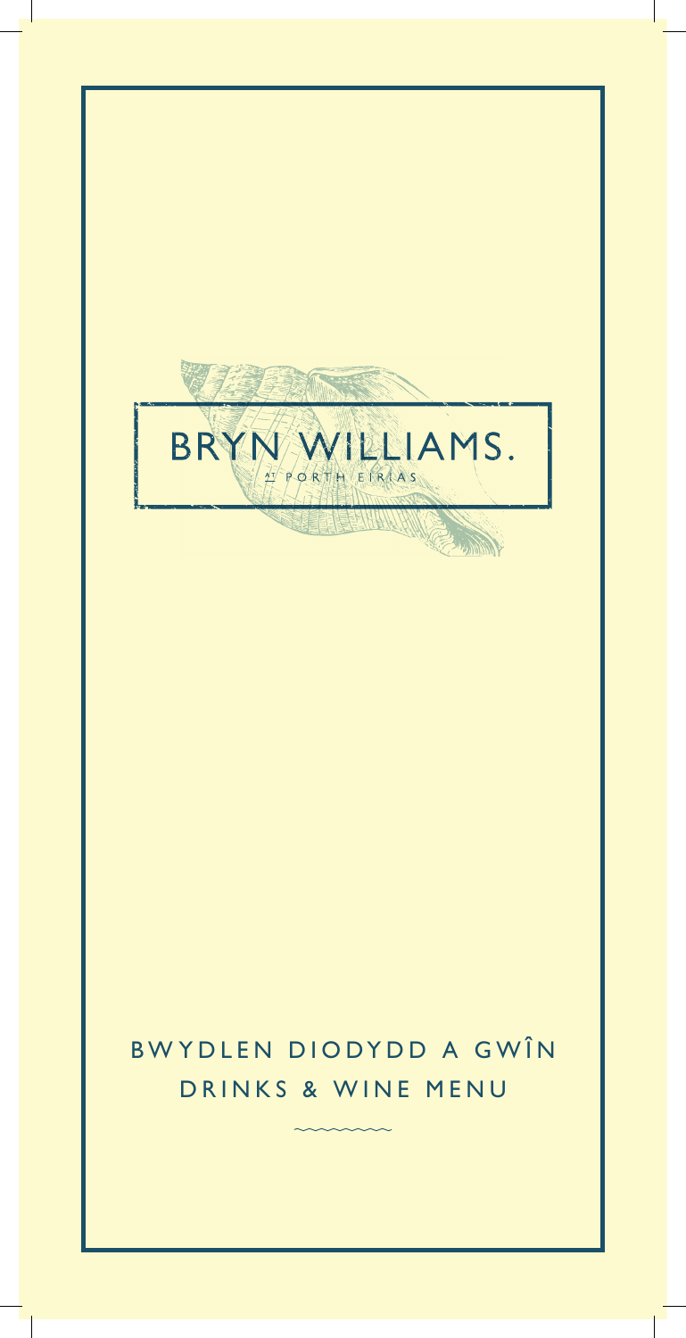# BRYN WILLIAMS.

AT PORTH EIRIAS

## BWYDLEN DIODYDD A GWÎN

## DRINKS & WINE MENU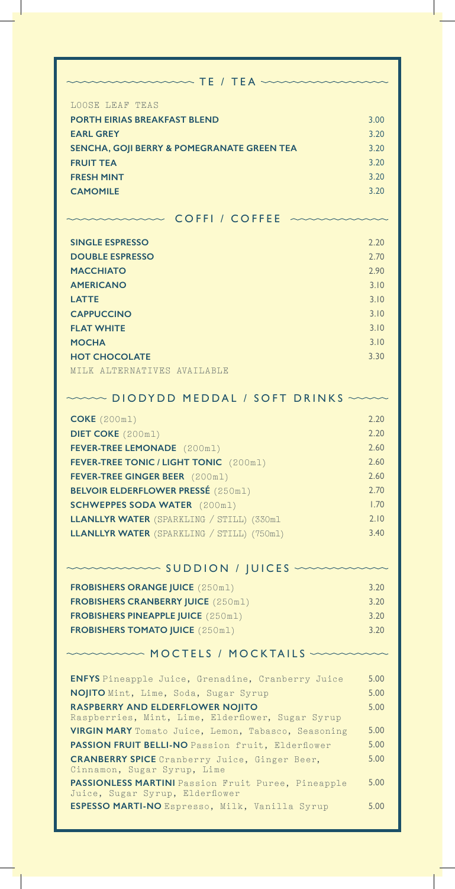## TE / TEA

LOOSE LEAF TEAS

| Item | Price |
| --- | --- |
| **PORTH EIRIAS BREAKFAST BLEND** | 3.00 |
| **EARL GREY** | 3.20 |
| **SENCHA, GOJI BERRY & POMEGRANATE GREEN TEA** | 3.20 |
| **FRUIT TEA** | 3.20 |
| **FRESH MINT** | 3.20 |
| **CAMOMILE** | 3.20 |

## COFFI / COFFEE

| Item | Price |
| --- | --- |
| **SINGLE ESPRESSO** | 2.20 |
| **DOUBLE ESPRESSO** | 2.70 |
| **MACCHIATO** | 2.90 |
| **AMERICANO** | 3.10 |
| **LATTE** | 3.10 |
| **CAPPUCCINO** | 3.10 |
| **FLAT WHITE** | 3.10 |
| **MOCHA** | 3.10 |
| **HOT CHOCOLATE** | 3.30 |

MILK ALTERNATIVES AVAILABLE

## DIODYDD MEDDAL / SOFT DRINKS

| Item | Price |
| --- | --- |
| **COKE** (200ml) | 2.20 |
| **DIET COKE** (200ml) | 2.20 |
| **FEVER-TREE LEMONADE** (200ml) | 2.60 |
| **FEVER-TREE TONIC / LIGHT TONIC** (200ml) | 2.60 |
| **FEVER-TREE GINGER BEER** (200ml) | 2.60 |
| **BELVOIR ELDERFLOWER PRESSÉ** (250ml) | 2.70 |
| **SCHWEPPES SODA WATER** (200ml) | 1.70 |
| **LLANLLYR WATER** (SPARKLING / STILL) (330ml | 2.10 |
| **LLANLLYR WATER** (SPARKLING / STILL) (750ml) | 3.40 |

## SUDDION / JUICES

| Item | Price |
| --- | --- |
| **FROBISHERS ORANGE JUICE** (250ml) | 3.20 |
| **FROBISHERS CRANBERRY JUICE** (250ml) | 3.20 |
| **FROBISHERS PINEAPPLE JUICE** (250ml) | 3.20 |
| **FROBISHERS TOMATO JUICE** (250ml) | 3.20 |

## MOCTELS / MOCKTAILS

| Item | Price |
| --- | --- |
| **ENFYS** Pineapple Juice, Grenadine, Cranberry Juice | 5.00 |
| **NOJITO** Mint, Lime, Soda, Sugar Syrup | 5.00 |
| **RASPBERRY AND ELDERFLOWER NOJITO** Raspberries, Mint, Lime, Elderflower, Sugar Syrup | 5.00 |
| **VIRGIN MARY** Tomato Juice, Lemon, Tabasco, Seasoning | 5.00 |
| **PASSION FRUIT BELLI-NO** Passion fruit, Elderflower | 5.00 |
| **CRANBERRY SPICE** Cranberry Juice, Ginger Beer, Cinnamon, Sugar Syrup, Lime | 5.00 |
| **PASSIONLESS MARTINI** Passion Fruit Puree, Pineapple Juice, Sugar Syrup, Elderflower | 5.00 |
| **ESPESSO MARTI-NO** Espresso, Milk, Vanilla Syrup | 5.00 |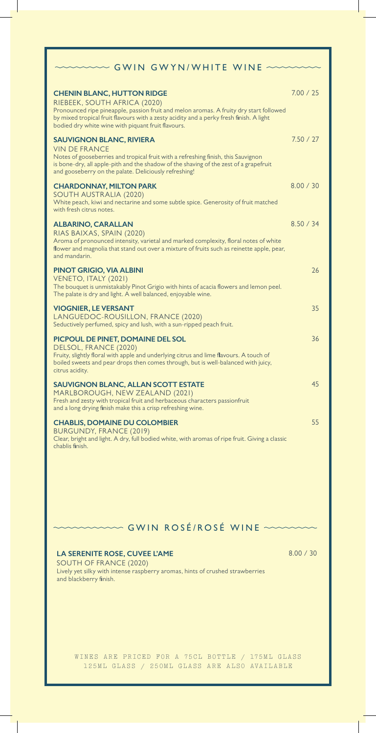## GWIN GWYN/WHITE WINE

**CHENIN BLANC, HUTTON RIDGE** — 7.00 / 25
RIEBEEK, SOUTH AFRICA (2020)
Pronounced ripe pineapple, passion fruit and melon aromas. A fruity dry start followed by mixed tropical fruit flavours with a zesty acidity and a perky fresh finish. A light bodied dry white wine with piquant fruit flavours.

**SAUVIGNON BLANC, RIVIERA** — 7.50 / 27
VIN DE FRANCE
Notes of gooseberries and tropical fruit with a refreshing finish, this Sauvignon is bone-dry, all apple-pith and the shadow of the shaving of the zest of a grapefruit and gooseberry on the palate. Deliciously refreshing!

**CHARDONNAY, MILTON PARK** — 8.00 / 30
SOUTH AUSTRALIA (2020)
White peach, kiwi and nectarine and some subtle spice. Generosity of fruit matched with fresh citrus notes.

**ALBARINO, CARALLAN** — 8.50 / 34
RIAS BAIXAS, SPAIN (2020)
Aroma of pronounced intensity, varietal and marked complexity, floral notes of white flower and magnolia that stand out over a mixture of fruits such as reinette apple, pear, and mandarin.

**PINOT GRIGIO, VIA ALBINI** — 26
VENETO, ITALY (2021)
The bouquet is unmistakably Pinot Grigio with hints of acacia flowers and lemon peel. The palate is dry and light. A well balanced, enjoyable wine.

**VIOGNIER, LE VERSANT** — 35
LANGUEDOC-ROUSILLON, FRANCE (2020)
Seductively perfumed, spicy and lush, with a sun-ripped peach fruit.

**PICPOUL DE PINET, DOMAINE DEL SOL** — 36
DELSOL, FRANCE (2020)
Fruity, slightly floral with apple and underlying citrus and lime flavours. A touch of boiled sweets and pear drops then comes through, but is well-balanced with juicy, citrus acidity.

**SAUVIGNON BLANC, ALLAN SCOTT ESTATE** — 45
MARLBOROUGH, NEW ZEALAND (2021)
Fresh and zesty with tropical fruit and herbaceous characters passionfruit and a long drying finish make this a crisp refreshing wine.

**CHABLIS, DOMAINE DU COLOMBIER** — 55
BURGUNDY, FRANCE (2019)
Clear, bright and light. A dry, full bodied white, with aromas of ripe fruit. Giving a classic chablis finish.

## GWIN ROSÉ/ROSÉ WINE

**LA SERENITE ROSE, CUVEE L'AME** — 8.00 / 30
SOUTH OF FRANCE (2020)
Lively yet silky with intense raspberry aromas, hints of crushed strawberries and blackberry finish.

WINES ARE PRICED FOR A 75CL BOTTLE / 175ML GLASS
125ML GLASS / 250ML GLASS ARE ALSO AVAILABLE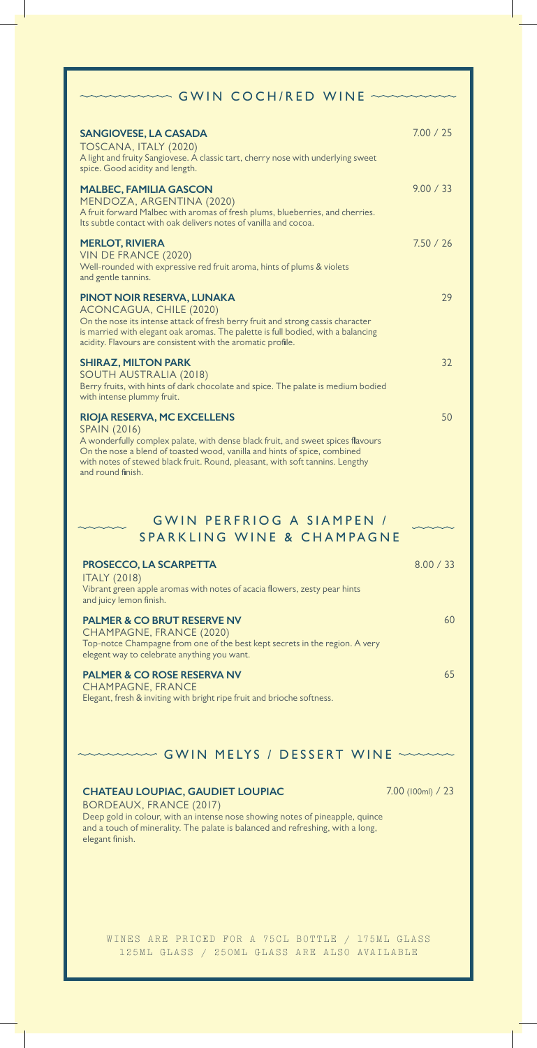## GWIN COCH/RED WINE

**SANGIOVESE, LA CASADA** 7.00 / 25
TOSCANA, ITALY (2020)
A light and fruity Sangiovese. A classic tart, cherry nose with underlying sweet spice. Good acidity and length.

**MALBEC, FAMILIA GASCON** 9.00 / 33
MENDOZA, ARGENTINA (2020)
A fruit forward Malbec with aromas of fresh plums, blueberries, and cherries. Its subtle contact with oak delivers notes of vanilla and cocoa.

**MERLOT, RIVIERA** 7.50 / 26
VIN DE FRANCE (2020)
Well-rounded with expressive red fruit aroma, hints of plums & violets and gentle tannins.

**PINOT NOIR RESERVA, LUNAKA** 29
ACONCAGUA, CHILE (2020)
On the nose its intense attack of fresh berry fruit and strong cassis character is married with elegant oak aromas. The palette is full bodied, with a balancing acidity. Flavours are consistent with the aromatic profile.

**SHIRAZ, MILTON PARK** 32
SOUTH AUSTRALIA (2018)
Berry fruits, with hints of dark chocolate and spice. The palate is medium bodied with intense plummy fruit.

**RIOJA RESERVA, MC EXCELLENS** 50
SPAIN (2016)
A wonderfully complex palate, with dense black fruit, and sweet spices flavours On the nose a blend of toasted wood, vanilla and hints of spice, combined with notes of stewed black fruit. Round, pleasant, with soft tannins. Lengthy and round finish.

## GWIN PERFRIOG A SIAMPEN / SPARKLING WINE & CHAMPAGNE

**PROSECCO, LA SCARPETTA** 8.00 / 33
ITALY (2018)
Vibrant green apple aromas with notes of acacia flowers, zesty pear hints and juicy lemon finish.

**PALMER & CO BRUT RESERVE NV** 60
CHAMPAGNE, FRANCE (2020)
Top-notce Champagne from one of the best kept secrets in the region. A very elegent way to celebrate anything you want.

**PALMER & CO ROSE RESERVA NV** 65
CHAMPAGNE, FRANCE
Elegant, fresh & inviting with bright ripe fruit and brioche softness.

## GWIN MELYS / DESSERT WINE

**CHATEAU LOUPIAC, GAUDIET LOUPIAC** 7.00 (100ml) / 23
BORDEAUX, FRANCE (2017)
Deep gold in colour, with an intense nose showing notes of pineapple, quince and a touch of minerality. The palate is balanced and refreshing, with a long, elegant finish.

WINES ARE PRICED FOR A 75CL BOTTLE / 175ML GLASS
125ML GLASS / 250ML GLASS ARE ALSO AVAILABLE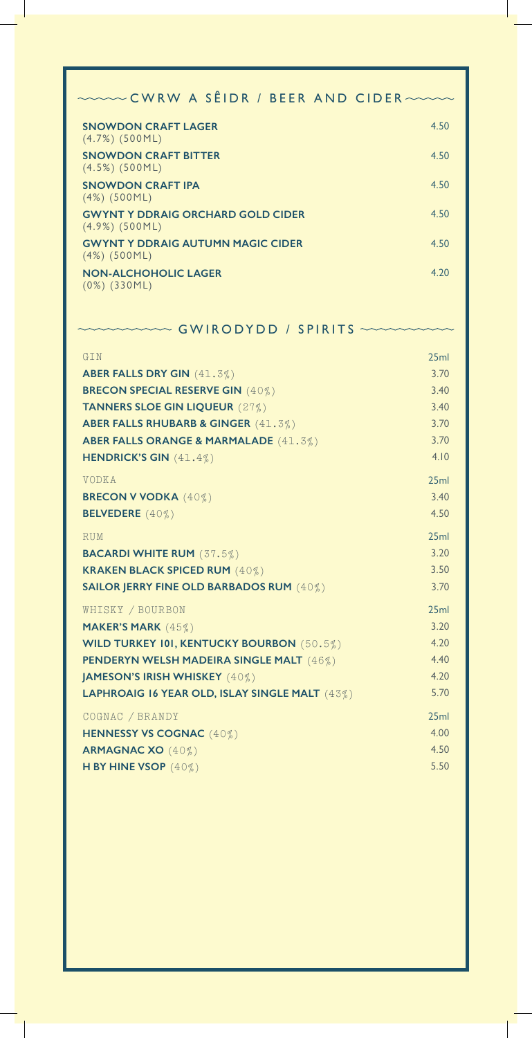## CWRW A SÊIDR / BEER AND CIDER

| | |
|---|---|
| **SNOWDON CRAFT LAGER** (4.7%) (500ML) | 4.50 |
| **SNOWDON CRAFT BITTER** (4.5%) (500ML) | 4.50 |
| **SNOWDON CRAFT IPA** (4%) (500ML) | 4.50 |
| **GWYNT Y DDRAIG ORCHARD GOLD CIDER** (4.9%) (500ML) | 4.50 |
| **GWYNT Y DDRAIG AUTUMN MAGIC CIDER** (4%) (500ML) | 4.50 |
| **NON-ALCHOHOLIC LAGER** (0%) (330ML) | 4.20 |

## GWIRODYDD / SPIRITS

| GIN | 25ml |
|---|---|
| **ABER FALLS DRY GIN** (41.3%) | 3.70 |
| **BRECON SPECIAL RESERVE GIN** (40%) | 3.40 |
| **TANNERS SLOE GIN LIQUEUR** (27%) | 3.40 |
| **ABER FALLS RHUBARB & GINGER** (41.3%) | 3.70 |
| **ABER FALLS ORANGE & MARMALADE** (41.3%) | 3.70 |
| **HENDRICK'S GIN** (41.4%) | 4.10 |

| VODKA | 25ml |
|---|---|
| **BRECON V VODKA** (40%) | 3.40 |
| **BELVEDERE** (40%) | 4.50 |

| RUM | 25ml |
|---|---|
| **BACARDI WHITE RUM** (37.5%) | 3.20 |
| **KRAKEN BLACK SPICED RUM** (40%) | 3.50 |
| **SAILOR JERRY FINE OLD BARBADOS RUM** (40%) | 3.70 |

| WHISKY / BOURBON | 25ml |
|---|---|
| **MAKER'S MARK** (45%) | 3.20 |
| **WILD TURKEY 101, KENTUCKY BOURBON** (50.5%) | 4.20 |
| **PENDERYN WELSH MADEIRA SINGLE MALT** (46%) | 4.40 |
| **JAMESON'S IRISH WHISKEY** (40%) | 4.20 |
| **LAPHROAIG 16 YEAR OLD, ISLAY SINGLE MALT** (43%) | 5.70 |

| COGNAC / BRANDY | 25ml |
|---|---|
| **HENNESSY VS COGNAC** (40%) | 4.00 |
| **ARMAGNAC XO** (40%) | 4.50 |
| **H BY HINE VSOP** (40%) | 5.50 |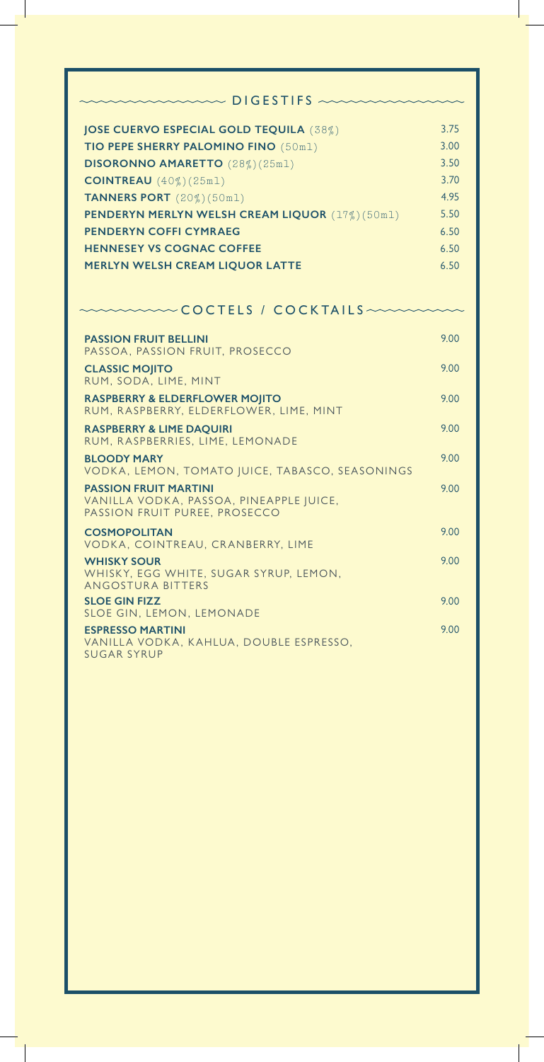## DIGESTIFS

| | |
|---|---|
| **JOSE CUERVO ESPECIAL GOLD TEQUILA** (38%) | 3.75 |
| **TIO PEPE SHERRY PALOMINO FINO** (50ml) | 3.00 |
| **DISORONNO AMARETTO** (28%)(25ml) | 3.50 |
| **COINTREAU** (40%)(25ml) | 3.70 |
| **TANNERS PORT** (20%)(50ml) | 4.95 |
| **PENDERYN MERLYN WELSH CREAM LIQUOR** (17%)(50ml) | 5.50 |
| **PENDERYN COFFI CYMRAEG** | 6.50 |
| **HENNESEY VS COGNAC COFFEE** | 6.50 |
| **MERLYN WELSH CREAM LIQUOR LATTE** | 6.50 |

## COCTELS / COCKTAILS

| | |
|---|---|
| **PASSION FRUIT BELLINI**<br>PASSOA, PASSION FRUIT, PROSECCO | 9.00 |
| **CLASSIC MOJITO**<br>RUM, SODA, LIME, MINT | 9.00 |
| **RASPBERRY & ELDERFLOWER MOJITO**<br>RUM, RASPBERRY, ELDERFLOWER, LIME, MINT | 9.00 |
| **RASPBERRY & LIME DAQUIRI**<br>RUM, RASPBERRIES, LIME, LEMONADE | 9.00 |
| **BLOODY MARY**<br>VODKA, LEMON, TOMATO JUICE, TABASCO, SEASONINGS | 9.00 |
| **PASSION FRUIT MARTINI**<br>VANILLA VODKA, PASSOA, PINEAPPLE JUICE, PASSION FRUIT PUREE, PROSECCO | 9.00 |
| **COSMOPOLITAN**<br>VODKA, COINTREAU, CRANBERRY, LIME | 9.00 |
| **WHISKY SOUR**<br>WHISKY, EGG WHITE, SUGAR SYRUP, LEMON, ANGOSTURA BITTERS | 9.00 |
| **SLOE GIN FIZZ**<br>SLOE GIN, LEMON, LEMONADE | 9.00 |
| **ESPRESSO MARTINI**<br>VANILLA VODKA, KAHLUA, DOUBLE ESPRESSO, SUGAR SYRUP | 9.00 |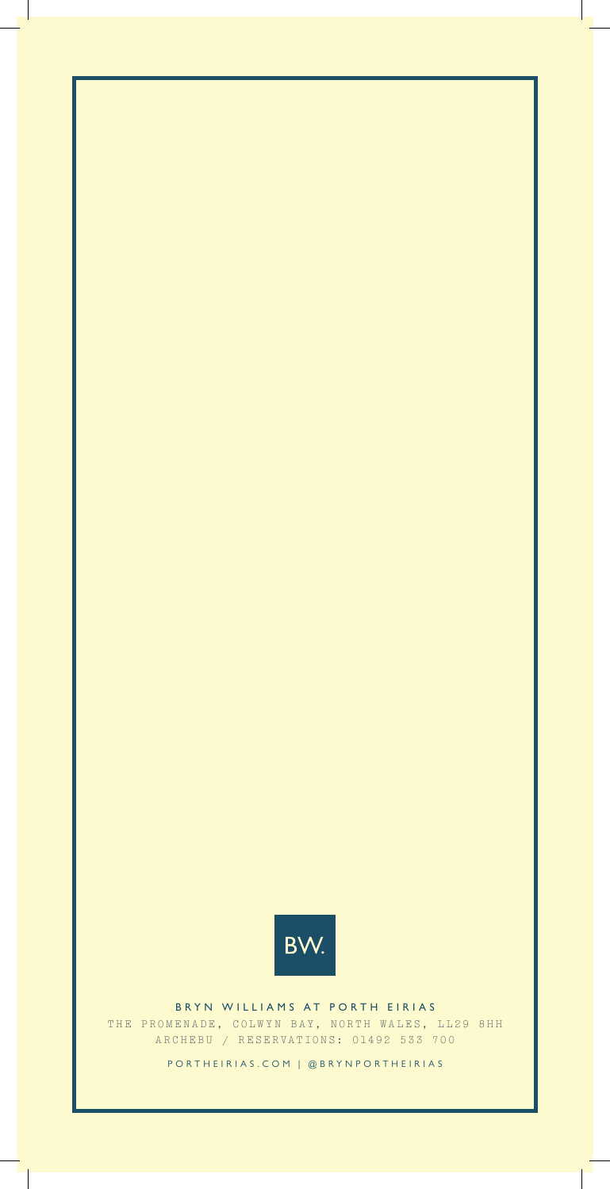BW.

BRYN WILLIAMS AT PORTH EIRIAS

THE PROMENADE, COLWYN BAY, NORTH WALES, LL29 8HH

ARCHEBU / RESERVATIONS: 01492 533 700

PORTHEIRIAS.COM | @BRYNPORTHEIRIAS